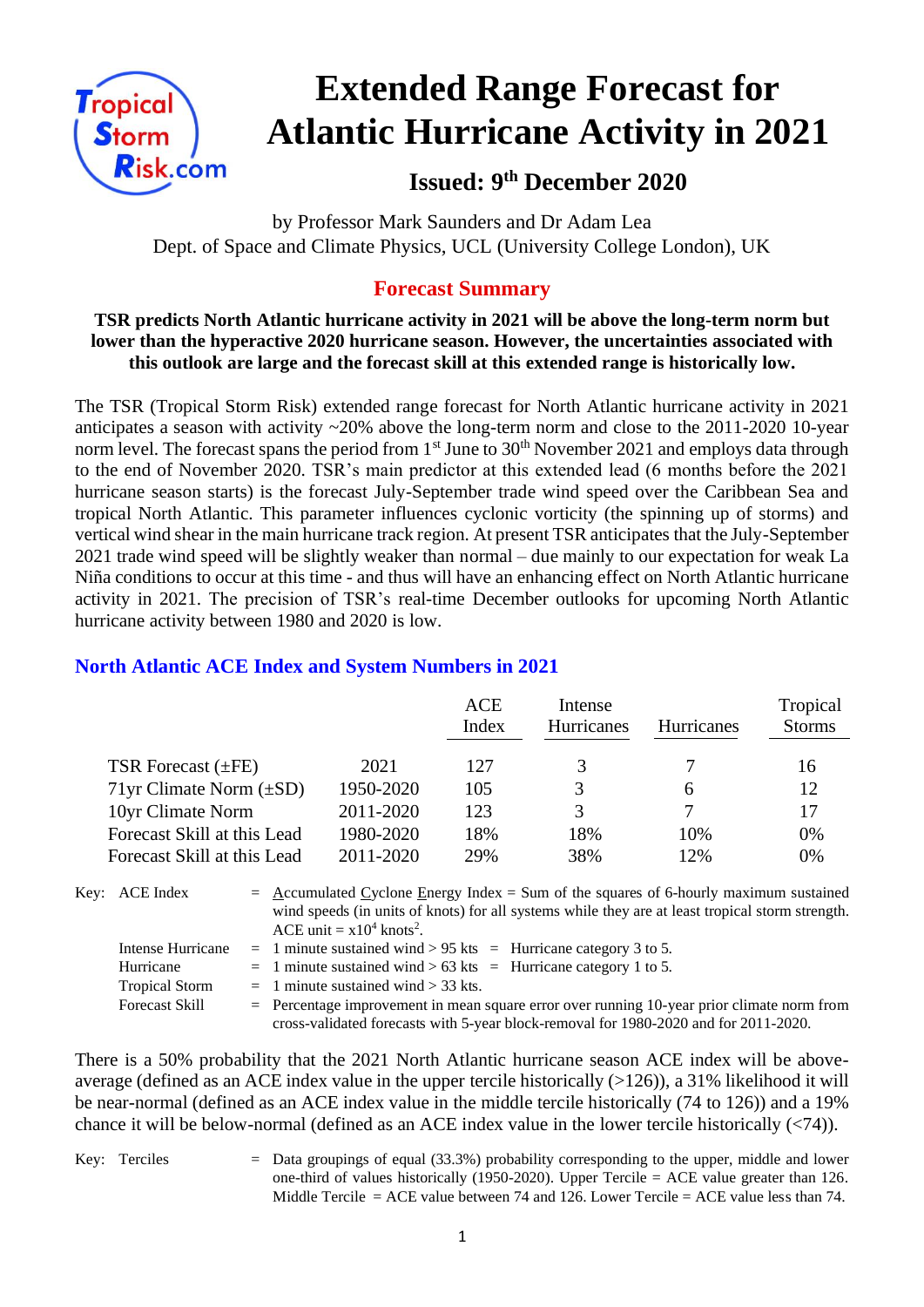# Extended Range Forecast for Atlantic Hurricane Activity in 2021

## Issued: 9th December 2020

by Professor Mark Saunders and Dr Adam Lea
Dept. of Space and Climate Physics, UCL (University College London), UK

## Forecast Summary

**TSR predicts North Atlantic hurricane activity in 2021 will be above the long-term norm but lower than the hyperactive 2020 hurricane season. However, the uncertainties associated with this outlook are large and the forecast skill at this extended range is historically low.**

The TSR (Tropical Storm Risk) extended range forecast for North Atlantic hurricane activity in 2021 anticipates a season with activity ~20% above the long-term norm and close to the 2011-2020 10-year norm level. The forecast spans the period from 1st June to 30th November 2021 and employs data through to the end of November 2020. TSR's main predictor at this extended lead (6 months before the 2021 hurricane season starts) is the forecast July-September trade wind speed over the Caribbean Sea and tropical North Atlantic. This parameter influences cyclonic vorticity (the spinning up of storms) and vertical wind shear in the main hurricane track region. At present TSR anticipates that the July-September 2021 trade wind speed will be slightly weaker than normal – due mainly to our expectation for weak La Niña conditions to occur at this time - and thus will have an enhancing effect on North Atlantic hurricane activity in 2021. The precision of TSR's real-time December outlooks for upcoming North Atlantic hurricane activity between 1980 and 2020 is low.

### North Atlantic ACE Index and System Numbers in 2021

| | | ACE Index | Intense Hurricanes | Hurricanes | Tropical Storms |
|---|---|---|---|---|---|
| TSR Forecast (±FE) | 2021 | 127 | 3 | 7 | 16 |
| 71yr Climate Norm (±SD) | 1950-2020 | 105 | 3 | 6 | 12 |
| 10yr Climate Norm | 2011-2020 | 123 | 3 | 7 | 17 |
| Forecast Skill at this Lead | 1980-2020 | 18% | 18% | 10% | 0% |
| Forecast Skill at this Lead | 2011-2020 | 29% | 38% | 12% | 0% |

Key:
- ACE Index = Accumulated Cyclone Energy Index = Sum of the squares of 6-hourly maximum sustained wind speeds (in units of knots) for all systems while they are at least tropical storm strength. ACE unit = $x10^4$ knots$^2$.
- Intense Hurricane = 1 minute sustained wind > 95 kts = Hurricane category 3 to 5.
- Hurricane = 1 minute sustained wind > 63 kts = Hurricane category 1 to 5.
- Tropical Storm = 1 minute sustained wind > 33 kts.
- Forecast Skill = Percentage improvement in mean square error over running 10-year prior climate norm from cross-validated forecasts with 5-year block-removal for 1980-2020 and for 2011-2020.

There is a 50% probability that the 2021 North Atlantic hurricane season ACE index will be above-average (defined as an ACE index value in the upper tercile historically (>126)), a 31% likelihood it will be near-normal (defined as an ACE index value in the middle tercile historically (74 to 126)) and a 19% chance it will be below-normal (defined as an ACE index value in the lower tercile historically (<74)).

Key:
- Terciles = Data groupings of equal (33.3%) probability corresponding to the upper, middle and lower one-third of values historically (1950-2020). Upper Tercile = ACE value greater than 126. Middle Tercile = ACE value between 74 and 126. Lower Tercile = ACE value less than 74.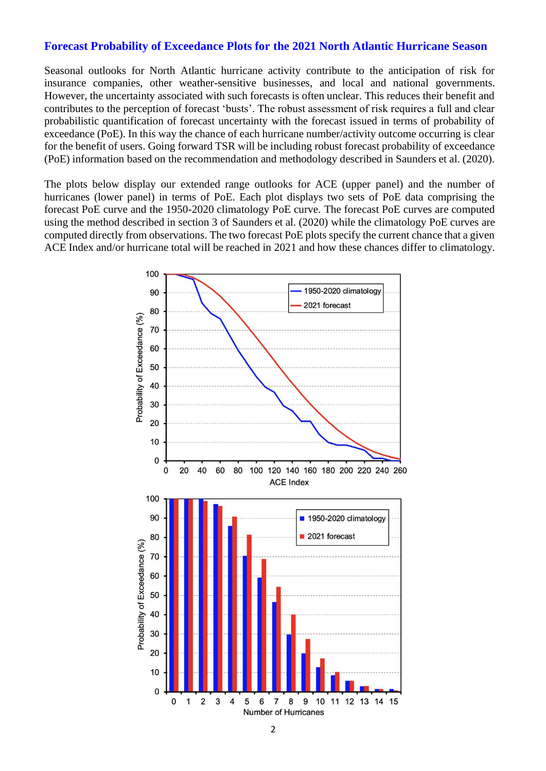## Forecast Probability of Exceedance Plots for the 2021 North Atlantic Hurricane Season

Seasonal outlooks for North Atlantic hurricane activity contribute to the anticipation of risk for insurance companies, other weather-sensitive businesses, and local and national governments. However, the uncertainty associated with such forecasts is often unclear. This reduces their benefit and contributes to the perception of forecast 'busts'. The robust assessment of risk requires a full and clear probabilistic quantification of forecast uncertainty with the forecast issued in terms of probability of exceedance (PoE). In this way the chance of each hurricane number/activity outcome occurring is clear for the benefit of users. Going forward TSR will be including robust forecast probability of exceedance (PoE) information based on the recommendation and methodology described in Saunders et al. (2020).

The plots below display our extended range outlooks for ACE (upper panel) and the number of hurricanes (lower panel) in terms of PoE. Each plot displays two sets of PoE data comprising the forecast PoE curve and the 1950-2020 climatology PoE curve. The forecast PoE curves are computed using the method described in section 3 of Saunders et al. (2020) while the climatology PoE curves are computed directly from observations. The two forecast PoE plots specify the current chance that a given ACE Index and/or hurricane total will be reached in 2021 and how these chances differ to climatology.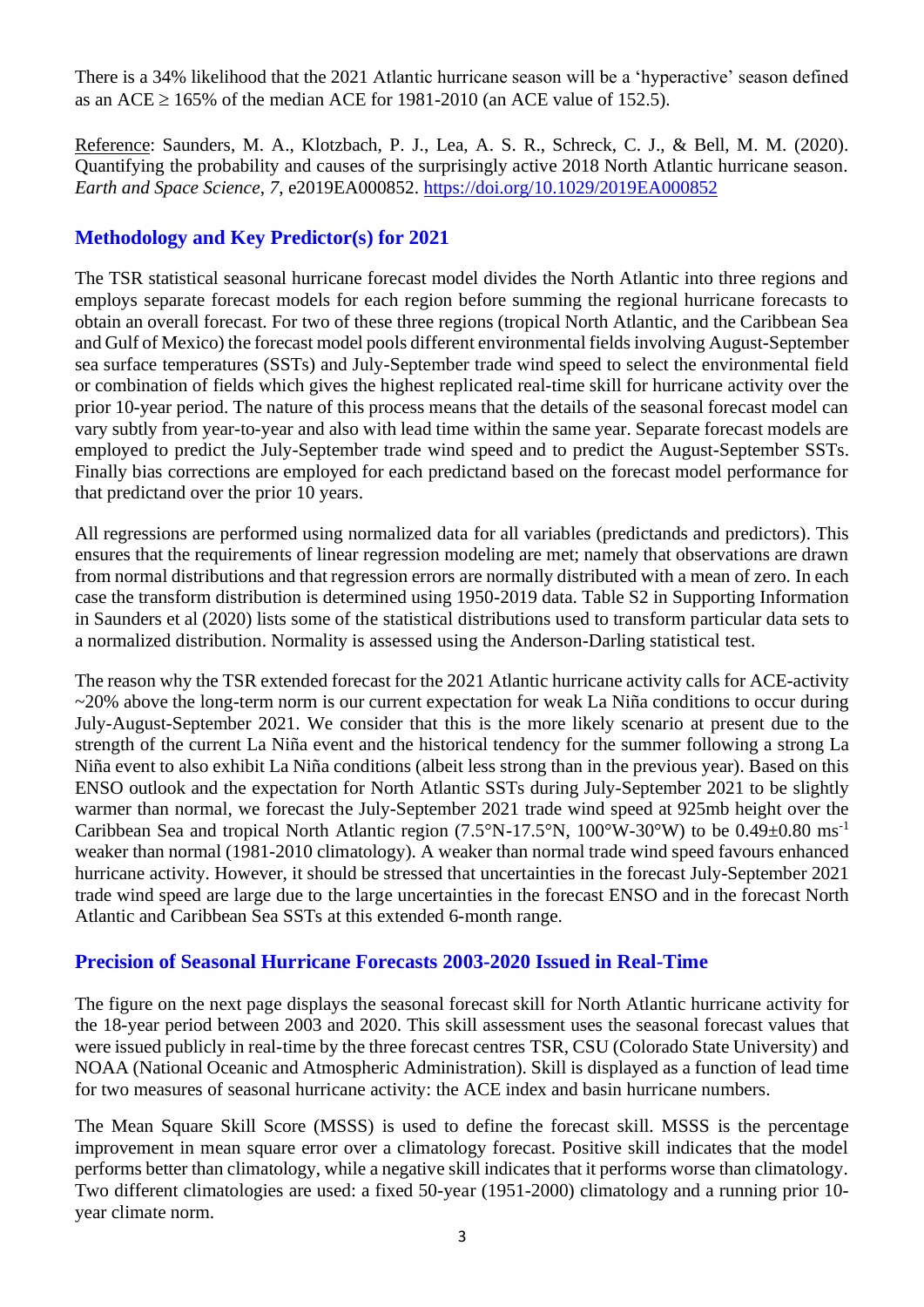There is a 34% likelihood that the 2021 Atlantic hurricane season will be a 'hyperactive' season defined as an ACE $\geq$ 165% of the median ACE for 1981-2010 (an ACE value of 152.5).

Reference: Saunders, M. A., Klotzbach, P. J., Lea, A. S. R., Schreck, C. J., & Bell, M. M. (2020). Quantifying the probability and causes of the surprisingly active 2018 North Atlantic hurricane season. *Earth and Space Science*, *7*, e2019EA000852. https://doi.org/10.1029/2019EA000852

## Methodology and Key Predictor(s) for 2021

The TSR statistical seasonal hurricane forecast model divides the North Atlantic into three regions and employs separate forecast models for each region before summing the regional hurricane forecasts to obtain an overall forecast. For two of these three regions (tropical North Atlantic, and the Caribbean Sea and Gulf of Mexico) the forecast model pools different environmental fields involving August-September sea surface temperatures (SSTs) and July-September trade wind speed to select the environmental field or combination of fields which gives the highest replicated real-time skill for hurricane activity over the prior 10-year period. The nature of this process means that the details of the seasonal forecast model can vary subtly from year-to-year and also with lead time within the same year. Separate forecast models are employed to predict the July-September trade wind speed and to predict the August-September SSTs. Finally bias corrections are employed for each predictand based on the forecast model performance for that predictand over the prior 10 years.

All regressions are performed using normalized data for all variables (predictands and predictors). This ensures that the requirements of linear regression modeling are met; namely that observations are drawn from normal distributions and that regression errors are normally distributed with a mean of zero. In each case the transform distribution is determined using 1950-2019 data. Table S2 in Supporting Information in Saunders et al (2020) lists some of the statistical distributions used to transform particular data sets to a normalized distribution. Normality is assessed using the Anderson-Darling statistical test.

The reason why the TSR extended forecast for the 2021 Atlantic hurricane activity calls for ACE-activity ~20% above the long-term norm is our current expectation for weak La Niña conditions to occur during July-August-September 2021. We consider that this is the more likely scenario at present due to the strength of the current La Niña event and the historical tendency for the summer following a strong La Niña event to also exhibit La Niña conditions (albeit less strong than in the previous year). Based on this ENSO outlook and the expectation for North Atlantic SSTs during July-September 2021 to be slightly warmer than normal, we forecast the July-September 2021 trade wind speed at 925mb height over the Caribbean Sea and tropical North Atlantic region (7.5°N-17.5°N, 100°W-30°W) to be $0.49 \pm 0.80$ $ms^{-1}$ weaker than normal (1981-2010 climatology). A weaker than normal trade wind speed favours enhanced hurricane activity. However, it should be stressed that uncertainties in the forecast July-September 2021 trade wind speed are large due to the large uncertainties in the forecast ENSO and in the forecast North Atlantic and Caribbean Sea SSTs at this extended 6-month range.

## Precision of Seasonal Hurricane Forecasts 2003-2020 Issued in Real-Time

The figure on the next page displays the seasonal forecast skill for North Atlantic hurricane activity for the 18-year period between 2003 and 2020. This skill assessment uses the seasonal forecast values that were issued publicly in real-time by the three forecast centres TSR, CSU (Colorado State University) and NOAA (National Oceanic and Atmospheric Administration). Skill is displayed as a function of lead time for two measures of seasonal hurricane activity: the ACE index and basin hurricane numbers.

The Mean Square Skill Score (MSSS) is used to define the forecast skill. MSSS is the percentage improvement in mean square error over a climatology forecast. Positive skill indicates that the model performs better than climatology, while a negative skill indicates that it performs worse than climatology. Two different climatologies are used: a fixed 50-year (1951-2000) climatology and a running prior 10-year climate norm.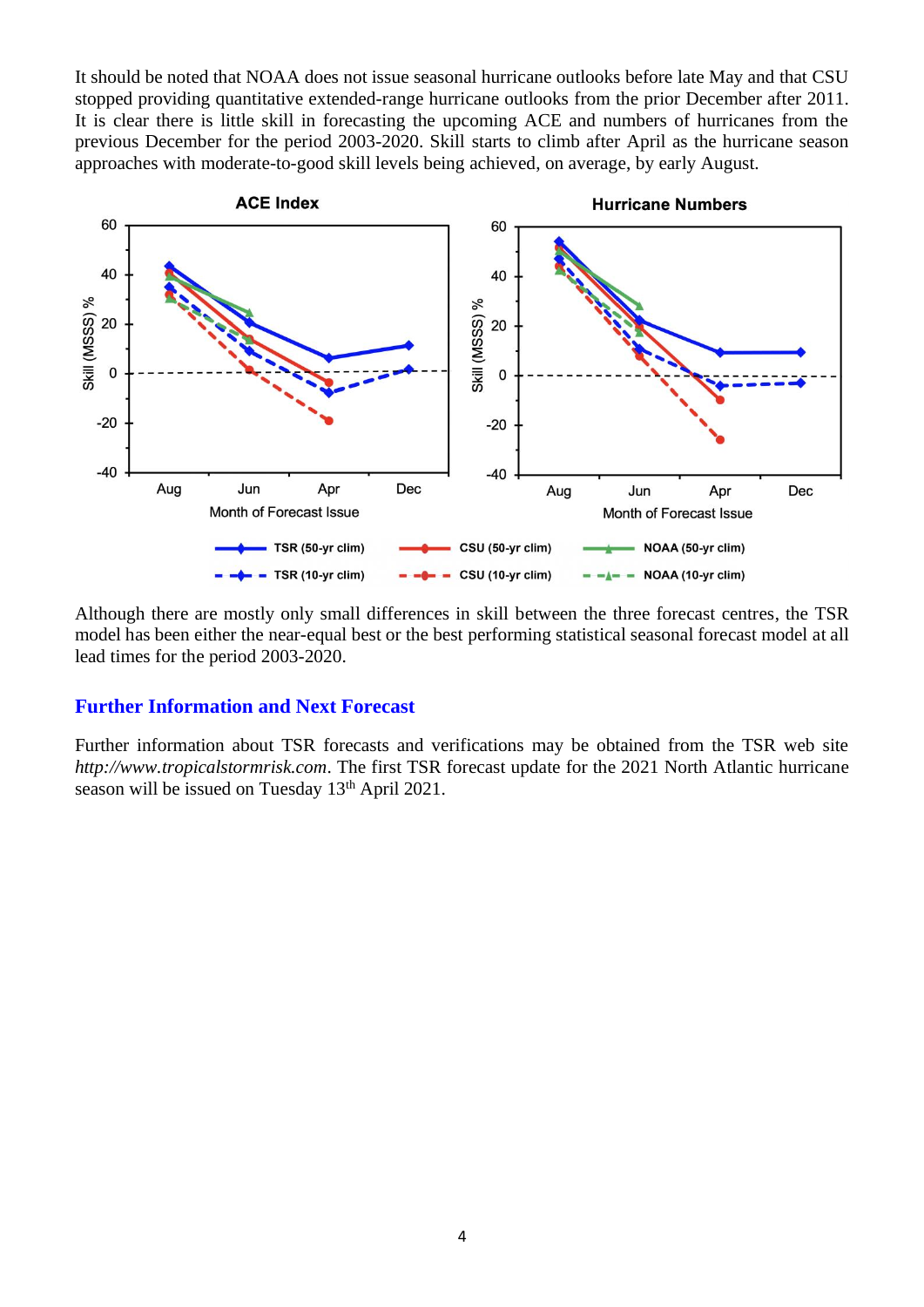It should be noted that NOAA does not issue seasonal hurricane outlooks before late May and that CSU stopped providing quantitative extended-range hurricane outlooks from the prior December after 2011. It is clear there is little skill in forecasting the upcoming ACE and numbers of hurricanes from the previous December for the period 2003-2020. Skill starts to climb after April as the hurricane season approaches with moderate-to-good skill levels being achieved, on average, by early August.

ACE Index

Hurricane Numbers

Skill (MSSS) %

60
40
20
0
-20
-40

Aug Jun Apr Dec

Month of Forecast Issue

TSR (50-yr clim)
CSU (50-yr clim)
NOAA (50-yr clim)
TSR (10-yr clim)
CSU (10-yr clim)
NOAA (10-yr clim)

Although there are mostly only small differences in skill between the three forecast centres, the TSR model has been either the near-equal best or the best performing statistical seasonal forecast model at all lead times for the period 2003-2020.

## Further Information and Next Forecast

Further information about TSR forecasts and verifications may be obtained from the TSR web site *http://www.tropicalstormrisk.com*. The first TSR forecast update for the 2021 North Atlantic hurricane season will be issued on Tuesday 13th April 2021.